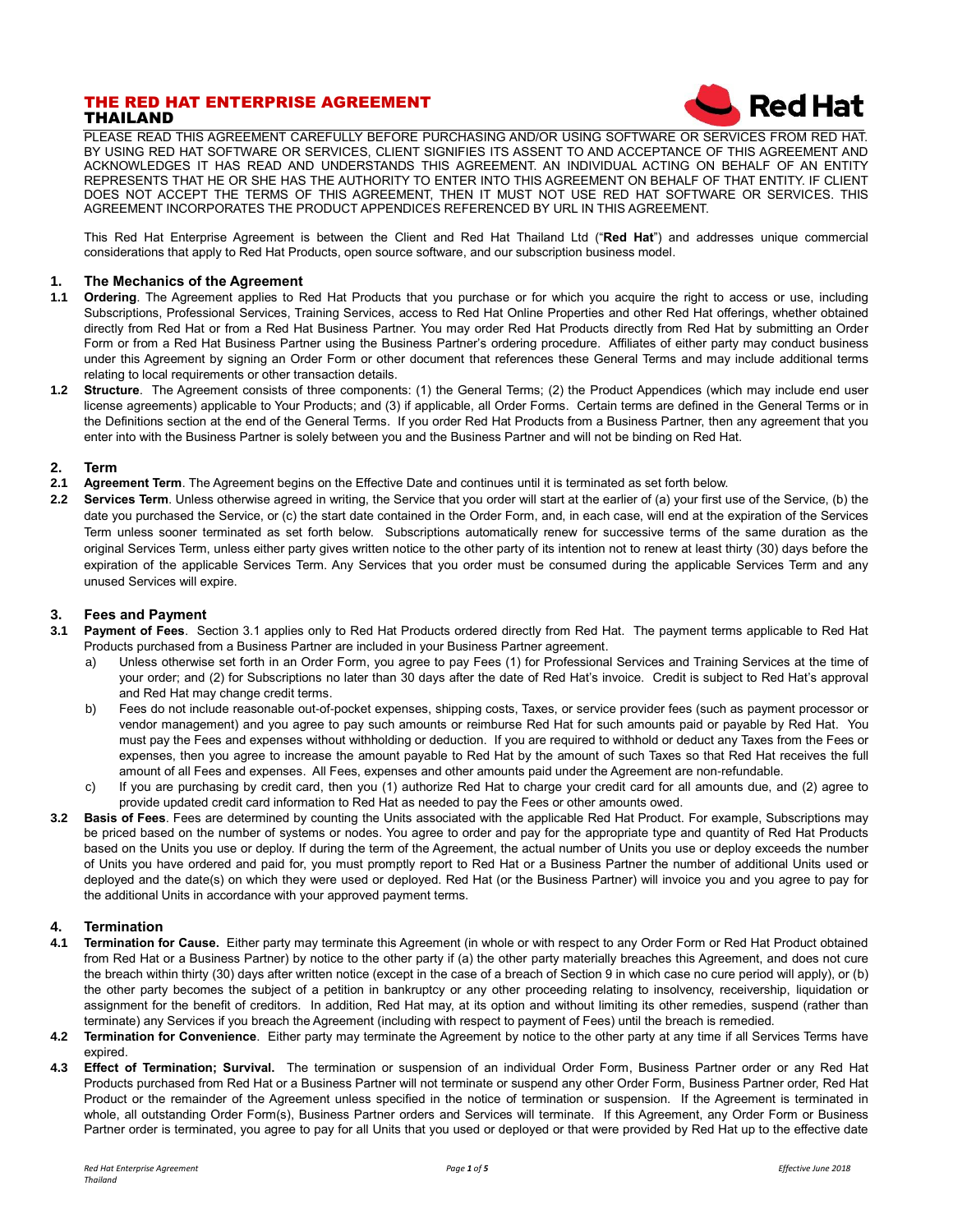# THE RED HAT ENTERPRISE AGREEMENT
## THAILAND

PLEASE READ THIS AGREEMENT CAREFULLY BEFORE PURCHASING AND/OR USING SOFTWARE OR SERVICES FROM RED HAT. BY USING RED HAT SOFTWARE OR SERVICES, CLIENT SIGNIFIES ITS ASSENT TO AND ACCEPTANCE OF THIS AGREEMENT AND ACKNOWLEDGES IT HAS READ AND UNDERSTANDS THIS AGREEMENT. AN INDIVIDUAL ACTING ON BEHALF OF AN ENTITY REPRESENTS THAT HE OR SHE HAS THE AUTHORITY TO ENTER INTO THIS AGREEMENT ON BEHALF OF THAT ENTITY. IF CLIENT DOES NOT ACCEPT THE TERMS OF THIS AGREEMENT, THEN IT MUST NOT USE RED HAT SOFTWARE OR SERVICES. THIS AGREEMENT INCORPORATES THE PRODUCT APPENDICES REFERENCED BY URL IN THIS AGREEMENT.

This Red Hat Enterprise Agreement is between the Client and Red Hat Thailand Ltd ("**Red Hat**") and addresses unique commercial considerations that apply to Red Hat Products, open source software, and our subscription business model.

### 1. The Mechanics of the Agreement

**1.1 Ordering**. The Agreement applies to Red Hat Products that you purchase or for which you acquire the right to access or use, including Subscriptions, Professional Services, Training Services, access to Red Hat Online Properties and other Red Hat offerings, whether obtained directly from Red Hat or from a Red Hat Business Partner. You may order Red Hat Products directly from Red Hat by submitting an Order Form or from a Red Hat Business Partner using the Business Partner's ordering procedure. Affiliates of either party may conduct business under this Agreement by signing an Order Form or other document that references these General Terms and may include additional terms relating to local requirements or other transaction details.

**1.2 Structure**. The Agreement consists of three components: (1) the General Terms; (2) the Product Appendices (which may include end user license agreements) applicable to Your Products; and (3) if applicable, all Order Forms. Certain terms are defined in the General Terms or in the Definitions section at the end of the General Terms. If you order Red Hat Products from a Business Partner, then any agreement that you enter into with the Business Partner is solely between you and the Business Partner and will not be binding on Red Hat.

### 2. Term

**2.1 Agreement Term**. The Agreement begins on the Effective Date and continues until it is terminated as set forth below.

**2.2 Services Term**. Unless otherwise agreed in writing, the Service that you order will start at the earlier of (a) your first use of the Service, (b) the date you purchased the Service, or (c) the start date contained in the Order Form, and, in each case, will end at the expiration of the Services Term unless sooner terminated as set forth below. Subscriptions automatically renew for successive terms of the same duration as the original Services Term, unless either party gives written notice to the other party of its intention not to renew at least thirty (30) days before the expiration of the applicable Services Term. Any Services that you order must be consumed during the applicable Services Term and any unused Services will expire.

### 3. Fees and Payment

**3.1 Payment of Fees**. Section 3.1 applies only to Red Hat Products ordered directly from Red Hat. The payment terms applicable to Red Hat Products purchased from a Business Partner are included in your Business Partner agreement.

a) Unless otherwise set forth in an Order Form, you agree to pay Fees (1) for Professional Services and Training Services at the time of your order; and (2) for Subscriptions no later than 30 days after the date of Red Hat's invoice. Credit is subject to Red Hat's approval and Red Hat may change credit terms.

b) Fees do not include reasonable out-of-pocket expenses, shipping costs, Taxes, or service provider fees (such as payment processor or vendor management) and you agree to pay such amounts or reimburse Red Hat for such amounts paid or payable by Red Hat. You must pay the Fees and expenses without withholding or deduction. If you are required to withhold or deduct any Taxes from the Fees or expenses, then you agree to increase the amount payable to Red Hat by the amount of such Taxes so that Red Hat receives the full amount of all Fees and expenses. All Fees, expenses and other amounts paid under the Agreement are non-refundable.

c) If you are purchasing by credit card, then you (1) authorize Red Hat to charge your credit card for all amounts due, and (2) agree to provide updated credit card information to Red Hat as needed to pay the Fees or other amounts owed.

**3.2 Basis of Fees**. Fees are determined by counting the Units associated with the applicable Red Hat Product. For example, Subscriptions may be priced based on the number of systems or nodes. You agree to order and pay for the appropriate type and quantity of Red Hat Products based on the Units you use or deploy. If during the term of the Agreement, the actual number of Units you use or deploy exceeds the number of Units you have ordered and paid for, you must promptly report to Red Hat or a Business Partner the number of additional Units used or deployed and the date(s) on which they were used or deployed. Red Hat (or the Business Partner) will invoice you and you agree to pay for the additional Units in accordance with your approved payment terms.

### 4. Termination

**4.1 Termination for Cause.** Either party may terminate this Agreement (in whole or with respect to any Order Form or Red Hat Product obtained from Red Hat or a Business Partner) by notice to the other party if (a) the other party materially breaches this Agreement, and does not cure the breach within thirty (30) days after written notice (except in the case of a breach of Section 9 in which case no cure period will apply), or (b) the other party becomes the subject of a petition in bankruptcy or any other proceeding relating to insolvency, receivership, liquidation or assignment for the benefit of creditors. In addition, Red Hat may, at its option and without limiting its other remedies, suspend (rather than terminate) any Services if you breach the Agreement (including with respect to payment of Fees) until the breach is remedied.

**4.2 Termination for Convenience**. Either party may terminate the Agreement by notice to the other party at any time if all Services Terms have expired.

**4.3 Effect of Termination; Survival.** The termination or suspension of an individual Order Form, Business Partner order or any Red Hat Products purchased from Red Hat or a Business Partner will not terminate or suspend any other Order Form, Business Partner order, Red Hat Product or the remainder of the Agreement unless specified in the notice of termination or suspension. If the Agreement is terminated in whole, all outstanding Order Form(s), Business Partner orders and Services will terminate. If this Agreement, any Order Form or Business Partner order is terminated, you agree to pay for all Units that you used or deployed or that were provided by Red Hat up to the effective date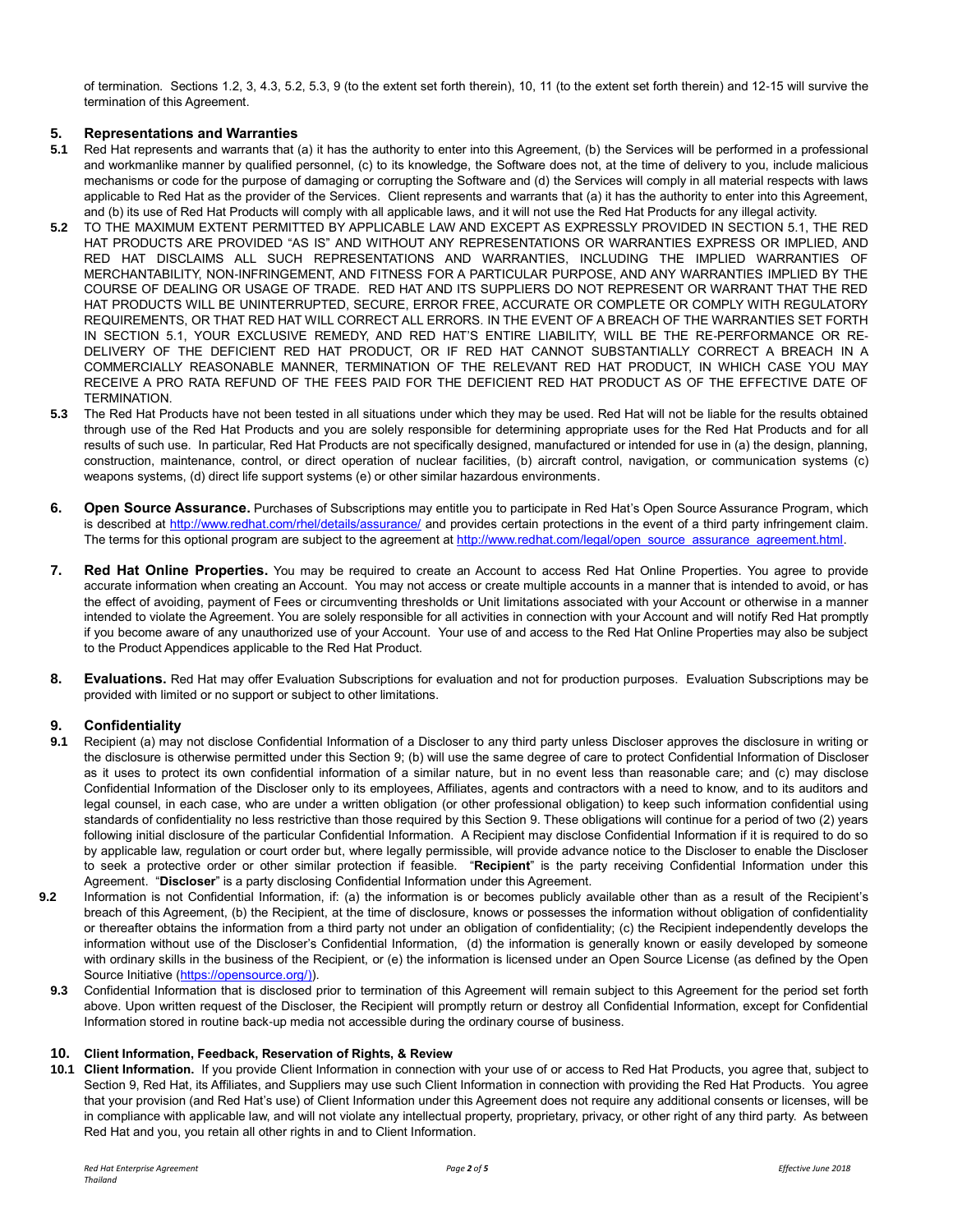of termination. Sections 1.2, 3, 4.3, 5.2, 5.3, 9 (to the extent set forth therein), 10, 11 (to the extent set forth therein) and 12-15 will survive the termination of this Agreement.

## 5. Representations and Warranties

**5.1** Red Hat represents and warrants that (a) it has the authority to enter into this Agreement, (b) the Services will be performed in a professional and workmanlike manner by qualified personnel, (c) to its knowledge, the Software does not, at the time of delivery to you, include malicious mechanisms or code for the purpose of damaging or corrupting the Software and (d) the Services will comply in all material respects with laws applicable to Red Hat as the provider of the Services. Client represents and warrants that (a) it has the authority to enter into this Agreement, and (b) its use of Red Hat Products will comply with all applicable laws, and it will not use the Red Hat Products for any illegal activity.

**5.2** TO THE MAXIMUM EXTENT PERMITTED BY APPLICABLE LAW AND EXCEPT AS EXPRESSLY PROVIDED IN SECTION 5.1, THE RED HAT PRODUCTS ARE PROVIDED "AS IS" AND WITHOUT ANY REPRESENTATIONS OR WARRANTIES EXPRESS OR IMPLIED, AND RED HAT DISCLAIMS ALL SUCH REPRESENTATIONS AND WARRANTIES, INCLUDING THE IMPLIED WARRANTIES OF MERCHANTABILITY, NON-INFRINGEMENT, AND FITNESS FOR A PARTICULAR PURPOSE, AND ANY WARRANTIES IMPLIED BY THE COURSE OF DEALING OR USAGE OF TRADE. RED HAT AND ITS SUPPLIERS DO NOT REPRESENT OR WARRANT THAT THE RED HAT PRODUCTS WILL BE UNINTERRUPTED, SECURE, ERROR FREE, ACCURATE OR COMPLETE OR COMPLY WITH REGULATORY REQUIREMENTS, OR THAT RED HAT WILL CORRECT ALL ERRORS. IN THE EVENT OF A BREACH OF THE WARRANTIES SET FORTH IN SECTION 5.1, YOUR EXCLUSIVE REMEDY, AND RED HAT'S ENTIRE LIABILITY, WILL BE THE RE-PERFORMANCE OR RE-DELIVERY OF THE DEFICIENT RED HAT PRODUCT, OR IF RED HAT CANNOT SUBSTANTIALLY CORRECT A BREACH IN A COMMERCIALLY REASONABLE MANNER, TERMINATION OF THE RELEVANT RED HAT PRODUCT, IN WHICH CASE YOU MAY RECEIVE A PRO RATA REFUND OF THE FEES PAID FOR THE DEFICIENT RED HAT PRODUCT AS OF THE EFFECTIVE DATE OF TERMINATION.

**5.3** The Red Hat Products have not been tested in all situations under which they may be used. Red Hat will not be liable for the results obtained through use of the Red Hat Products and you are solely responsible for determining appropriate uses for the Red Hat Products and for all results of such use. In particular, Red Hat Products are not specifically designed, manufactured or intended for use in (a) the design, planning, construction, maintenance, control, or direct operation of nuclear facilities, (b) aircraft control, navigation, or communication systems (c) weapons systems, (d) direct life support systems (e) or other similar hazardous environments.

## 6. Open Source Assurance.

Purchases of Subscriptions may entitle you to participate in Red Hat's Open Source Assurance Program, which is described at http://www.redhat.com/rhel/details/assurance/ and provides certain protections in the event of a third party infringement claim. The terms for this optional program are subject to the agreement at http://www.redhat.com/legal/open_source_assurance_agreement.html.

## 7. Red Hat Online Properties.

You may be required to create an Account to access Red Hat Online Properties. You agree to provide accurate information when creating an Account. You may not access or create multiple accounts in a manner that is intended to avoid, or has the effect of avoiding, payment of Fees or circumventing thresholds or Unit limitations associated with your Account or otherwise in a manner intended to violate the Agreement. You are solely responsible for all activities in connection with your Account and will notify Red Hat promptly if you become aware of any unauthorized use of your Account. Your use of and access to the Red Hat Online Properties may also be subject to the Product Appendices applicable to the Red Hat Product.

## 8. Evaluations.

Red Hat may offer Evaluation Subscriptions for evaluation and not for production purposes. Evaluation Subscriptions may be provided with limited or no support or subject to other limitations.

## 9. Confidentiality

**9.1** Recipient (a) may not disclose Confidential Information of a Discloser to any third party unless Discloser approves the disclosure in writing or the disclosure is otherwise permitted under this Section 9; (b) will use the same degree of care to protect Confidential Information of Discloser as it uses to protect its own confidential information of a similar nature, but in no event less than reasonable care; and (c) may disclose Confidential Information of the Discloser only to its employees, Affiliates, agents and contractors with a need to know, and to its auditors and legal counsel, in each case, who are under a written obligation (or other professional obligation) to keep such information confidential using standards of confidentiality no less restrictive than those required by this Section 9. These obligations will continue for a period of two (2) years following initial disclosure of the particular Confidential Information. A Recipient may disclose Confidential Information if it is required to do so by applicable law, regulation or court order but, where legally permissible, will provide advance notice to the Discloser to enable the Discloser to seek a protective order or other similar protection if feasible. "**Recipient**" is the party receiving Confidential Information under this Agreement. "**Discloser**" is a party disclosing Confidential Information under this Agreement.

**9.2** Information is not Confidential Information, if: (a) the information is or becomes publicly available other than as a result of the Recipient's breach of this Agreement, (b) the Recipient, at the time of disclosure, knows or possesses the information without obligation of confidentiality or thereafter obtains the information from a third party not under an obligation of confidentiality; (c) the Recipient independently develops the information without use of the Discloser's Confidential Information, (d) the information is generally known or easily developed by someone with ordinary skills in the business of the Recipient, or (e) the information is licensed under an Open Source License (as defined by the Open Source Initiative (https://opensource.org/)).

**9.3** Confidential Information that is disclosed prior to termination of this Agreement will remain subject to this Agreement for the period set forth above. Upon written request of the Discloser, the Recipient will promptly return or destroy all Confidential Information, except for Confidential Information stored in routine back-up media not accessible during the ordinary course of business.

## 10. Client Information, Feedback, Reservation of Rights, & Review

**10.1 Client Information.** If you provide Client Information in connection with your use of or access to Red Hat Products, you agree that, subject to Section 9, Red Hat, its Affiliates, and Suppliers may use such Client Information in connection with providing the Red Hat Products. You agree that your provision (and Red Hat's use) of Client Information under this Agreement does not require any additional consents or licenses, will be in compliance with applicable law, and will not violate any intellectual property, proprietary, privacy, or other right of any third party. As between Red Hat and you, you retain all other rights in and to Client Information.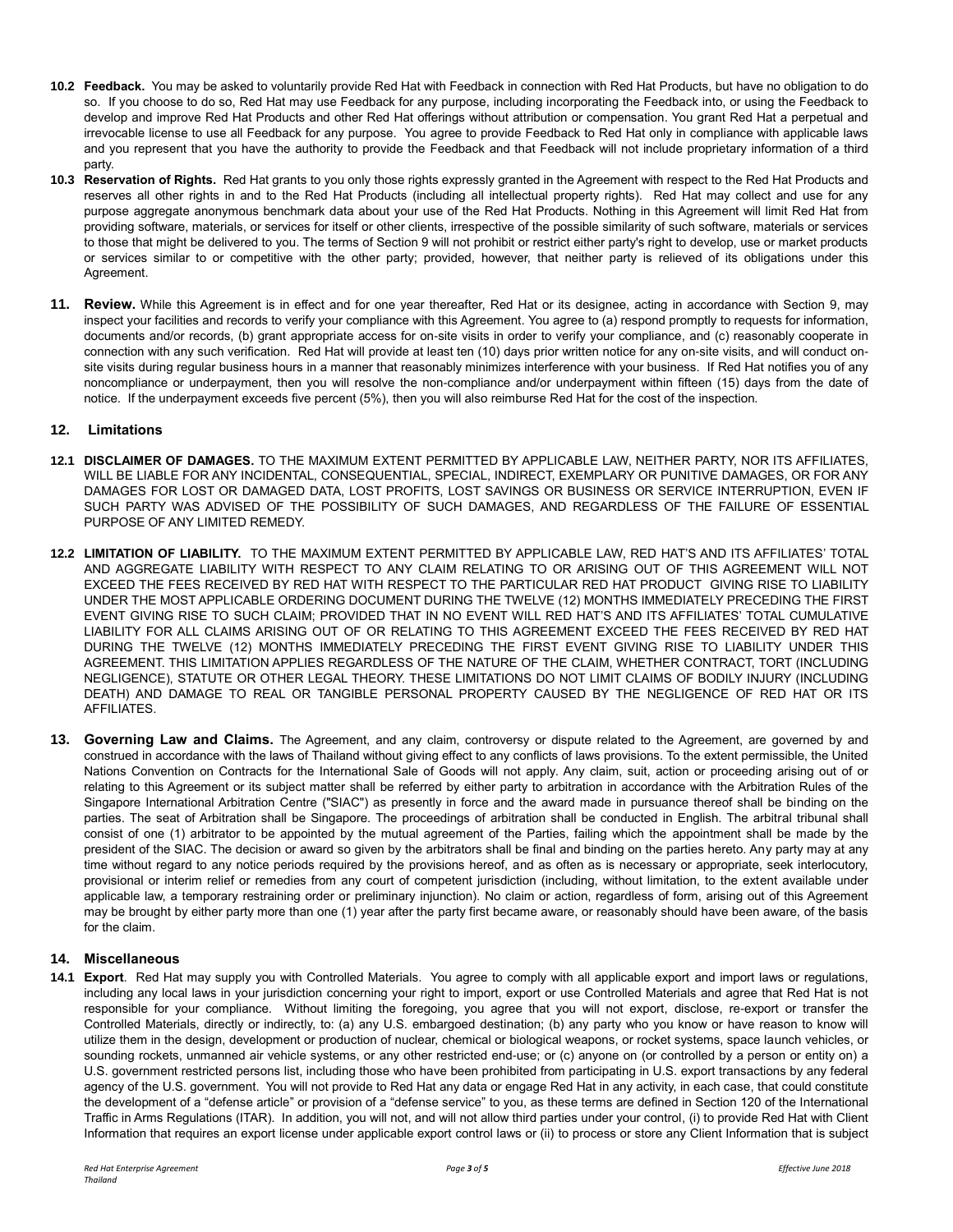**10.2 Feedback.** You may be asked to voluntarily provide Red Hat with Feedback in connection with Red Hat Products, but have no obligation to do so. If you choose to do so, Red Hat may use Feedback for any purpose, including incorporating the Feedback into, or using the Feedback to develop and improve Red Hat Products and other Red Hat offerings without attribution or compensation. You grant Red Hat a perpetual and irrevocable license to use all Feedback for any purpose. You agree to provide Feedback to Red Hat only in compliance with applicable laws and you represent that you have the authority to provide the Feedback and that Feedback will not include proprietary information of a third party.

**10.3 Reservation of Rights.** Red Hat grants to you only those rights expressly granted in the Agreement with respect to the Red Hat Products and reserves all other rights in and to the Red Hat Products (including all intellectual property rights). Red Hat may collect and use for any purpose aggregate anonymous benchmark data about your use of the Red Hat Products. Nothing in this Agreement will limit Red Hat from providing software, materials, or services for itself or other clients, irrespective of the possible similarity of such software, materials or services to those that might be delivered to you. The terms of Section 9 will not prohibit or restrict either party's right to develop, use or market products or services similar to or competitive with the other party; provided, however, that neither party is relieved of its obligations under this Agreement.

**11. Review.** While this Agreement is in effect and for one year thereafter, Red Hat or its designee, acting in accordance with Section 9, may inspect your facilities and records to verify your compliance with this Agreement. You agree to (a) respond promptly to requests for information, documents and/or records, (b) grant appropriate access for on-site visits in order to verify your compliance, and (c) reasonably cooperate in connection with any such verification. Red Hat will provide at least ten (10) days prior written notice for any on-site visits, and will conduct on-site visits during regular business hours in a manner that reasonably minimizes interference with your business. If Red Hat notifies you of any noncompliance or underpayment, then you will resolve the non-compliance and/or underpayment within fifteen (15) days from the date of notice. If the underpayment exceeds five percent (5%), then you will also reimburse Red Hat for the cost of the inspection.

## 12. Limitations

**12.1 DISCLAIMER OF DAMAGES.** TO THE MAXIMUM EXTENT PERMITTED BY APPLICABLE LAW, NEITHER PARTY, NOR ITS AFFILIATES, WILL BE LIABLE FOR ANY INCIDENTAL, CONSEQUENTIAL, SPECIAL, INDIRECT, EXEMPLARY OR PUNITIVE DAMAGES, OR FOR ANY DAMAGES FOR LOST OR DAMAGED DATA, LOST PROFITS, LOST SAVINGS OR BUSINESS OR SERVICE INTERRUPTION, EVEN IF SUCH PARTY WAS ADVISED OF THE POSSIBILITY OF SUCH DAMAGES, AND REGARDLESS OF THE FAILURE OF ESSENTIAL PURPOSE OF ANY LIMITED REMEDY.

**12.2 LIMITATION OF LIABILITY.** TO THE MAXIMUM EXTENT PERMITTED BY APPLICABLE LAW, RED HAT'S AND ITS AFFILIATES' TOTAL AND AGGREGATE LIABILITY WITH RESPECT TO ANY CLAIM RELATING TO OR ARISING OUT OF THIS AGREEMENT WILL NOT EXCEED THE FEES RECEIVED BY RED HAT WITH RESPECT TO THE PARTICULAR RED HAT PRODUCT GIVING RISE TO LIABILITY UNDER THE MOST APPLICABLE ORDERING DOCUMENT DURING THE TWELVE (12) MONTHS IMMEDIATELY PRECEDING THE FIRST EVENT GIVING RISE TO SUCH CLAIM; PROVIDED THAT IN NO EVENT WILL RED HAT'S AND ITS AFFILIATES' TOTAL CUMULATIVE LIABILITY FOR ALL CLAIMS ARISING OUT OF OR RELATING TO THIS AGREEMENT EXCEED THE FEES RECEIVED BY RED HAT DURING THE TWELVE (12) MONTHS IMMEDIATELY PRECEDING THE FIRST EVENT GIVING RISE TO LIABILITY UNDER THIS AGREEMENT. THIS LIMITATION APPLIES REGARDLESS OF THE NATURE OF THE CLAIM, WHETHER CONTRACT, TORT (INCLUDING NEGLIGENCE), STATUTE OR OTHER LEGAL THEORY. THESE LIMITATIONS DO NOT LIMIT CLAIMS OF BODILY INJURY (INCLUDING DEATH) AND DAMAGE TO REAL OR TANGIBLE PERSONAL PROPERTY CAUSED BY THE NEGLIGENCE OF RED HAT OR ITS AFFILIATES.

**13. Governing Law and Claims.** The Agreement, and any claim, controversy or dispute related to the Agreement, are governed by and construed in accordance with the laws of Thailand without giving effect to any conflicts of laws provisions. To the extent permissible, the United Nations Convention on Contracts for the International Sale of Goods will not apply. Any claim, suit, action or proceeding arising out of or relating to this Agreement or its subject matter shall be referred by either party to arbitration in accordance with the Arbitration Rules of the Singapore International Arbitration Centre ("SIAC") as presently in force and the award made in pursuance thereof shall be binding on the parties. The seat of Arbitration shall be Singapore. The proceedings of arbitration shall be conducted in English. The arbitral tribunal shall consist of one (1) arbitrator to be appointed by the mutual agreement of the Parties, failing which the appointment shall be made by the president of the SIAC. The decision or award so given by the arbitrators shall be final and binding on the parties hereto. Any party may at any time without regard to any notice periods required by the provisions hereof, and as often as is necessary or appropriate, seek interlocutory, provisional or interim relief or remedies from any court of competent jurisdiction (including, without limitation, to the extent available under applicable law, a temporary restraining order or preliminary injunction). No claim or action, regardless of form, arising out of this Agreement may be brought by either party more than one (1) year after the party first became aware, or reasonably should have been aware, of the basis for the claim.

## 14. Miscellaneous

**14.1 Export**. Red Hat may supply you with Controlled Materials. You agree to comply with all applicable export and import laws or regulations, including any local laws in your jurisdiction concerning your right to import, export or use Controlled Materials and agree that Red Hat is not responsible for your compliance. Without limiting the foregoing, you agree that you will not export, disclose, re-export or transfer the Controlled Materials, directly or indirectly, to: (a) any U.S. embargoed destination; (b) any party who you know or have reason to know will utilize them in the design, development or production of nuclear, chemical or biological weapons, or rocket systems, space launch vehicles, or sounding rockets, unmanned air vehicle systems, or any other restricted end-use; or (c) anyone on (or controlled by a person or entity on) a U.S. government restricted persons list, including those who have been prohibited from participating in U.S. export transactions by any federal agency of the U.S. government. You will not provide to Red Hat any data or engage Red Hat in any activity, in each case, that could constitute the development of a "defense article" or provision of a "defense service" to you, as these terms are defined in Section 120 of the International Traffic in Arms Regulations (ITAR). In addition, you will not, and will not allow third parties under your control, (i) to provide Red Hat with Client Information that requires an export license under applicable export control laws or (ii) to process or store any Client Information that is subject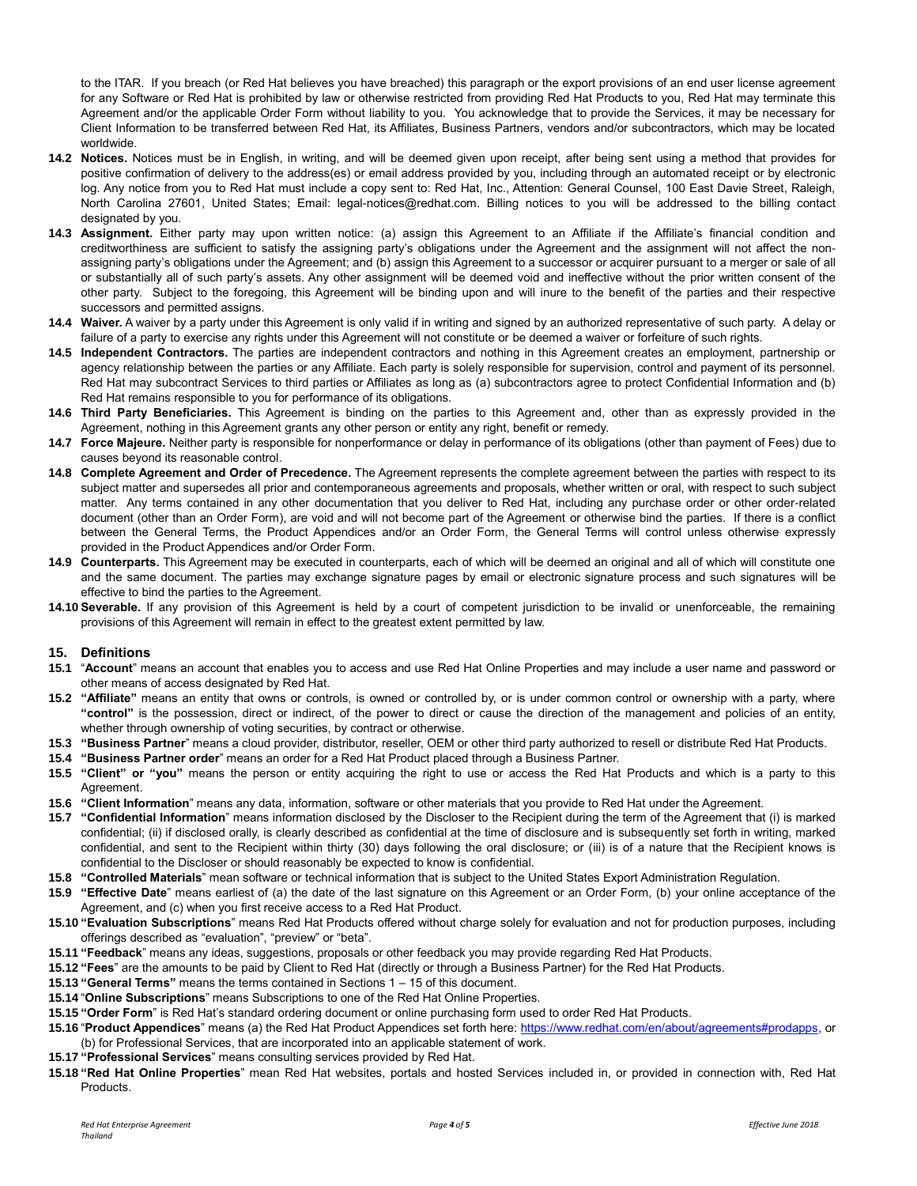to the ITAR. If you breach (or Red Hat believes you have breached) this paragraph or the export provisions of an end user license agreement for any Software or Red Hat is prohibited by law or otherwise restricted from providing Red Hat Products to you, Red Hat may terminate this Agreement and/or the applicable Order Form without liability to you. You acknowledge that to provide the Services, it may be necessary for Client Information to be transferred between Red Hat, its Affiliates, Business Partners, vendors and/or subcontractors, which may be located worldwide.

**14.2 Notices.** Notices must be in English, in writing, and will be deemed given upon receipt, after being sent using a method that provides for positive confirmation of delivery to the address(es) or email address provided by you, including through an automated receipt or by electronic log. Any notice from you to Red Hat must include a copy sent to: Red Hat, Inc., Attention: General Counsel, 100 East Davie Street, Raleigh, North Carolina 27601, United States; Email: legal-notices@redhat.com. Billing notices to you will be addressed to the billing contact designated by you.

**14.3 Assignment.** Either party may upon written notice: (a) assign this Agreement to an Affiliate if the Affiliate's financial condition and creditworthiness are sufficient to satisfy the assigning party's obligations under the Agreement and the assignment will not affect the non-assigning party's obligations under the Agreement; and (b) assign this Agreement to a successor or acquirer pursuant to a merger or sale of all or substantially all of such party's assets. Any other assignment will be deemed void and ineffective without the prior written consent of the other party. Subject to the foregoing, this Agreement will be binding upon and will inure to the benefit of the parties and their respective successors and permitted assigns.

**14.4 Waiver.** A waiver by a party under this Agreement is only valid if in writing and signed by an authorized representative of such party. A delay or failure of a party to exercise any rights under this Agreement will not constitute or be deemed a waiver or forfeiture of such rights.

**14.5 Independent Contractors.** The parties are independent contractors and nothing in this Agreement creates an employment, partnership or agency relationship between the parties or any Affiliate. Each party is solely responsible for supervision, control and payment of its personnel. Red Hat may subcontract Services to third parties or Affiliates as long as (a) subcontractors agree to protect Confidential Information and (b) Red Hat remains responsible to you for performance of its obligations.

**14.6 Third Party Beneficiaries.** This Agreement is binding on the parties to this Agreement and, other than as expressly provided in the Agreement, nothing in this Agreement grants any other person or entity any right, benefit or remedy.

**14.7 Force Majeure.** Neither party is responsible for nonperformance or delay in performance of its obligations (other than payment of Fees) due to causes beyond its reasonable control.

**14.8 Complete Agreement and Order of Precedence.** The Agreement represents the complete agreement between the parties with respect to its subject matter and supersedes all prior and contemporaneous agreements and proposals, whether written or oral, with respect to such subject matter. Any terms contained in any other documentation that you deliver to Red Hat, including any purchase order or other order-related document (other than an Order Form), are void and will not become part of the Agreement or otherwise bind the parties. If there is a conflict between the General Terms, the Product Appendices and/or an Order Form, the General Terms will control unless otherwise expressly provided in the Product Appendices and/or Order Form.

**14.9 Counterparts.** This Agreement may be executed in counterparts, each of which will be deemed an original and all of which will constitute one and the same document. The parties may exchange signature pages by email or electronic signature process and such signatures will be effective to bind the parties to the Agreement.

**14.10 Severable.** If any provision of this Agreement is held by a court of competent jurisdiction to be invalid or unenforceable, the remaining provisions of this Agreement will remain in effect to the greatest extent permitted by law.

## 15. Definitions

**15.1** "**Account**" means an account that enables you to access and use Red Hat Online Properties and may include a user name and password or other means of access designated by Red Hat.

**15.2** **"Affiliate"** means an entity that owns or controls, is owned or controlled by, or is under common control or ownership with a party, where **"control"** is the possession, direct or indirect, of the power to direct or cause the direction of the management and policies of an entity, whether through ownership of voting securities, by contract or otherwise.

**15.3** **"Business Partner"** means a cloud provider, distributor, reseller, OEM or other third party authorized to resell or distribute Red Hat Products.

**15.4** **"Business Partner order"** means an order for a Red Hat Product placed through a Business Partner.

**15.5** **"Client" or "you"** means the person or entity acquiring the right to use or access the Red Hat Products and which is a party to this Agreement.

**15.6** **"Client Information"** means any data, information, software or other materials that you provide to Red Hat under the Agreement.

**15.7** **"Confidential Information"** means information disclosed by the Discloser to the Recipient during the term of the Agreement that (i) is marked confidential; (ii) if disclosed orally, is clearly described as confidential at the time of disclosure and is subsequently set forth in writing, marked confidential, and sent to the Recipient within thirty (30) days following the oral disclosure; or (iii) is of a nature that the Recipient knows is confidential to the Discloser or should reasonably be expected to know is confidential.

**15.8** **"Controlled Materials"** mean software or technical information that is subject to the United States Export Administration Regulation.

**15.9** **"Effective Date"** means earliest of (a) the date of the last signature on this Agreement or an Order Form, (b) your online acceptance of the Agreement, and (c) when you first receive access to a Red Hat Product.

**15.10** **"Evaluation Subscriptions"** means Red Hat Products offered without charge solely for evaluation and not for production purposes, including offerings described as "evaluation", "preview" or "beta".

**15.11** **"Feedback"** means any ideas, suggestions, proposals or other feedback you may provide regarding Red Hat Products.

**15.12** **"Fees"** are the amounts to be paid by Client to Red Hat (directly or through a Business Partner) for the Red Hat Products.

**15.13** **"General Terms"** means the terms contained in Sections 1 – 15 of this document.

**15.14** "**Online Subscriptions**" means Subscriptions to one of the Red Hat Online Properties.

**15.15** **"Order Form"** is Red Hat's standard ordering document or online purchasing form used to order Red Hat Products.

**15.16** "**Product Appendices**" means (a) the Red Hat Product Appendices set forth here: https://www.redhat.com/en/about/agreements#prodapps, or (b) for Professional Services, that are incorporated into an applicable statement of work.

**15.17** **"Professional Services"** means consulting services provided by Red Hat.

**15.18** **"Red Hat Online Properties"** mean Red Hat websites, portals and hosted Services included in, or provided in connection with, Red Hat Products.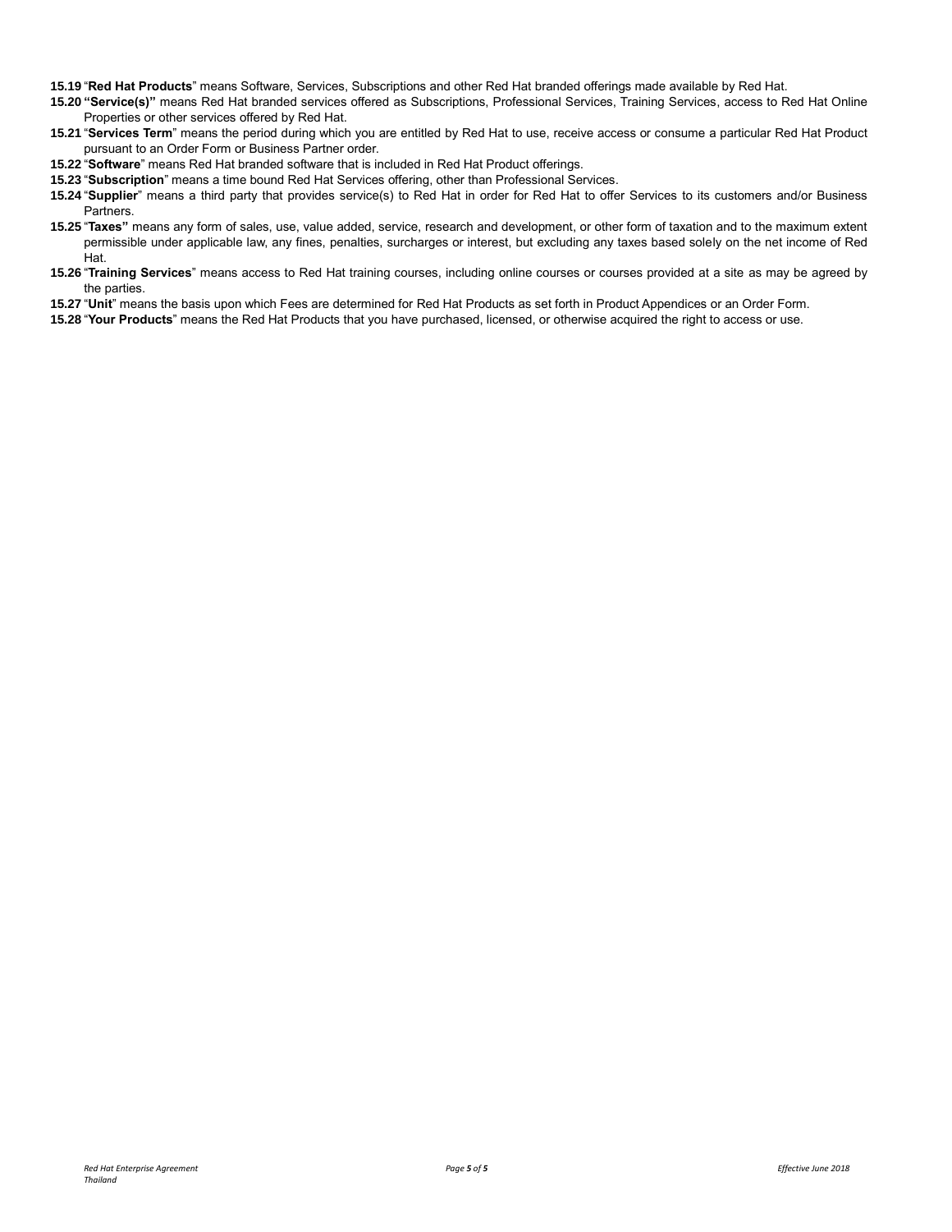**15.19** "**Red Hat Products**" means Software, Services, Subscriptions and other Red Hat branded offerings made available by Red Hat.

**15.20** **"Service(s)"** means Red Hat branded services offered as Subscriptions, Professional Services, Training Services, access to Red Hat Online Properties or other services offered by Red Hat.

**15.21** "**Services Term**" means the period during which you are entitled by Red Hat to use, receive access or consume a particular Red Hat Product pursuant to an Order Form or Business Partner order.

**15.22** "**Software**" means Red Hat branded software that is included in Red Hat Product offerings.

**15.23** "**Subscription**" means a time bound Red Hat Services offering, other than Professional Services.

**15.24** "**Supplier**" means a third party that provides service(s) to Red Hat in order for Red Hat to offer Services to its customers and/or Business Partners.

**15.25** "**Taxes"** means any form of sales, use, value added, service, research and development, or other form of taxation and to the maximum extent permissible under applicable law, any fines, penalties, surcharges or interest, but excluding any taxes based solely on the net income of Red Hat.

**15.26** "**Training Services**" means access to Red Hat training courses, including online courses or courses provided at a site as may be agreed by the parties.

**15.27** "**Unit**" means the basis upon which Fees are determined for Red Hat Products as set forth in Product Appendices or an Order Form.

**15.28** "**Your Products**" means the Red Hat Products that you have purchased, licensed, or otherwise acquired the right to access or use.